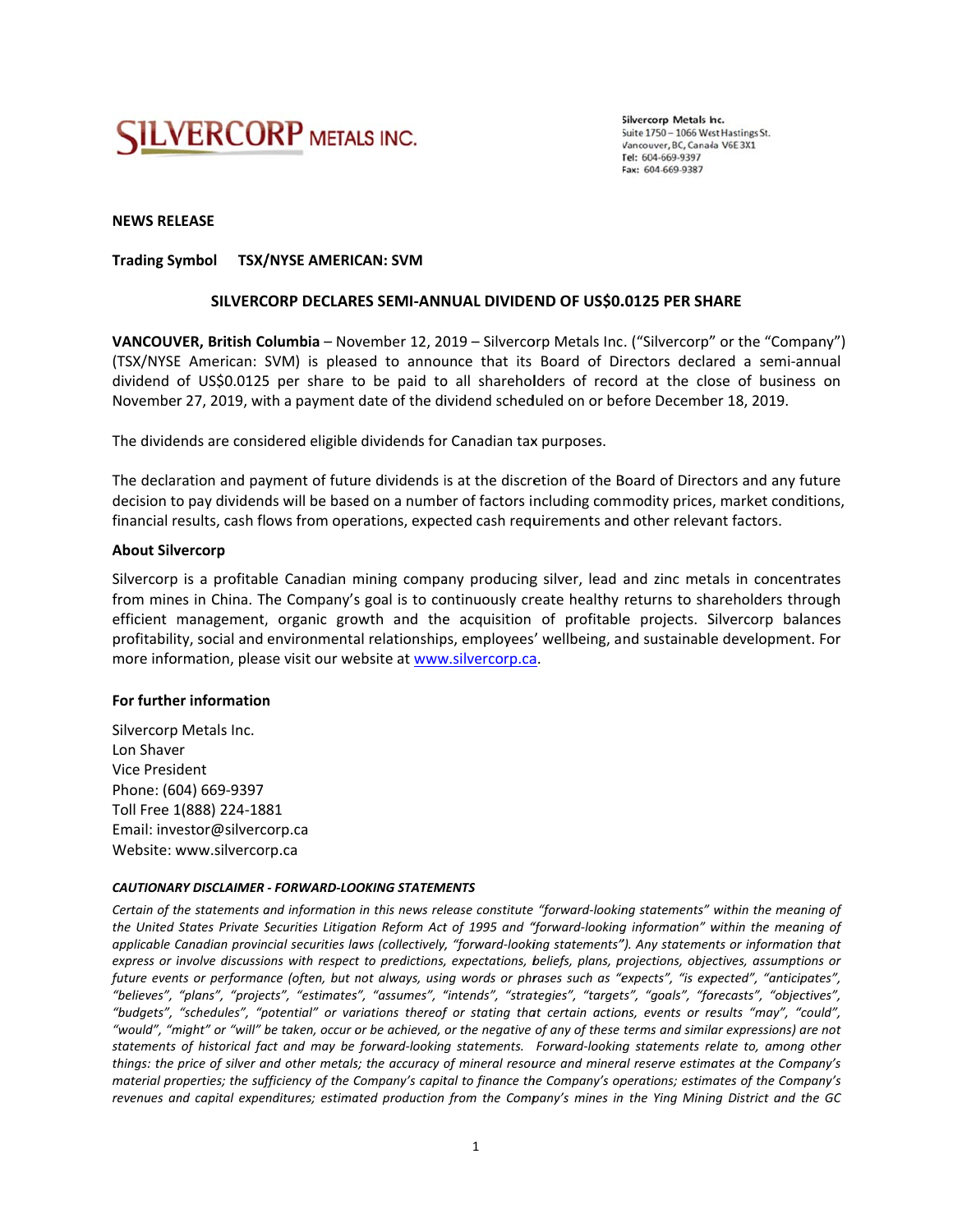**SILVERCORP METALS INC.**

Silvercorp Metals Inc.
Suite 1750 – 1066 West Hastings St.
Vancouver, BC, Canada V6E 3X1
Tel: 604-669-9397
Fax: 604-669-9387

**NEWS RELEASE**

**Trading Symbol TSX/NYSE AMERICAN: SVM**

## SILVERCORP DECLARES SEMI-ANNUAL DIVIDEND OF US$0.0125 PER SHARE

**VANCOUVER, British Columbia** – November 12, 2019 – Silvercorp Metals Inc. ("Silvercorp" or the "Company") (TSX/NYSE American: SVM) is pleased to announce that its Board of Directors declared a semi-annual dividend of US$0.0125 per share to be paid to all shareholders of record at the close of business on November 27, 2019, with a payment date of the dividend scheduled on or before December 18, 2019.

The dividends are considered eligible dividends for Canadian tax purposes.

The declaration and payment of future dividends is at the discretion of the Board of Directors and any future decision to pay dividends will be based on a number of factors including commodity prices, market conditions, financial results, cash flows from operations, expected cash requirements and other relevant factors.

**About Silvercorp**

Silvercorp is a profitable Canadian mining company producing silver, lead and zinc metals in concentrates from mines in China. The Company's goal is to continuously create healthy returns to shareholders through efficient management, organic growth and the acquisition of profitable projects. Silvercorp balances profitability, social and environmental relationships, employees' wellbeing, and sustainable development. For more information, please visit our website at www.silvercorp.ca.

**For further information**

Silvercorp Metals Inc.
Lon Shaver
Vice President
Phone: (604) 669-9397
Toll Free 1(888) 224-1881
Email: investor@silvercorp.ca
Website: www.silvercorp.ca

***CAUTIONARY DISCLAIMER - FORWARD-LOOKING STATEMENTS***

*Certain of the statements and information in this news release constitute "forward-looking statements" within the meaning of the United States Private Securities Litigation Reform Act of 1995 and "forward-looking information" within the meaning of applicable Canadian provincial securities laws (collectively, "forward-looking statements"). Any statements or information that express or involve discussions with respect to predictions, expectations, beliefs, plans, projections, objectives, assumptions or future events or performance (often, but not always, using words or phrases such as "expects", "is expected", "anticipates", "believes", "plans", "projects", "estimates", "assumes", "intends", "strategies", "targets", "goals", "forecasts", "objectives", "budgets", "schedules", "potential" or variations thereof or stating that certain actions, events or results "may", "could", "would", "might" or "will" be taken, occur or be achieved, or the negative of any of these terms and similar expressions) are not statements of historical fact and may be forward-looking statements. Forward-looking statements relate to, among other things: the price of silver and other metals; the accuracy of mineral resource and mineral reserve estimates at the Company's material properties; the sufficiency of the Company's capital to finance the Company's operations; estimates of the Company's revenues and capital expenditures; estimated production from the Company's mines in the Ying Mining District and the GC*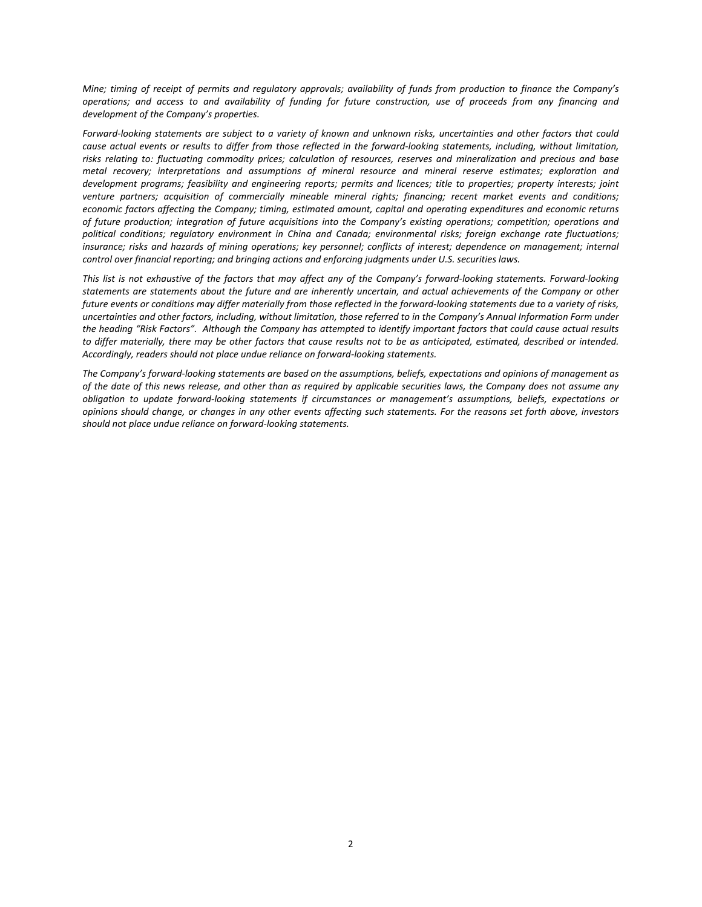*Mine; timing of receipt of permits and regulatory approvals; availability of funds from production to finance the Company's operations; and access to and availability of funding for future construction, use of proceeds from any financing and development of the Company's properties.*

*Forward-looking statements are subject to a variety of known and unknown risks, uncertainties and other factors that could cause actual events or results to differ from those reflected in the forward-looking statements, including, without limitation, risks relating to: fluctuating commodity prices; calculation of resources, reserves and mineralization and precious and base metal recovery; interpretations and assumptions of mineral resource and mineral reserve estimates; exploration and development programs; feasibility and engineering reports; permits and licences; title to properties; property interests; joint venture partners; acquisition of commercially mineable mineral rights; financing; recent market events and conditions; economic factors affecting the Company; timing, estimated amount, capital and operating expenditures and economic returns of future production; integration of future acquisitions into the Company's existing operations; competition; operations and political conditions; regulatory environment in China and Canada; environmental risks; foreign exchange rate fluctuations; insurance; risks and hazards of mining operations; key personnel; conflicts of interest; dependence on management; internal control over financial reporting; and bringing actions and enforcing judgments under U.S. securities laws.*

*This list is not exhaustive of the factors that may affect any of the Company's forward-looking statements. Forward-looking statements are statements about the future and are inherently uncertain, and actual achievements of the Company or other future events or conditions may differ materially from those reflected in the forward-looking statements due to a variety of risks, uncertainties and other factors, including, without limitation, those referred to in the Company's Annual Information Form under the heading "Risk Factors". Although the Company has attempted to identify important factors that could cause actual results to differ materially, there may be other factors that cause results not to be as anticipated, estimated, described or intended. Accordingly, readers should not place undue reliance on forward-looking statements.*

*The Company's forward-looking statements are based on the assumptions, beliefs, expectations and opinions of management as of the date of this news release, and other than as required by applicable securities laws, the Company does not assume any obligation to update forward-looking statements if circumstances or management's assumptions, beliefs, expectations or opinions should change, or changes in any other events affecting such statements. For the reasons set forth above, investors should not place undue reliance on forward-looking statements.*